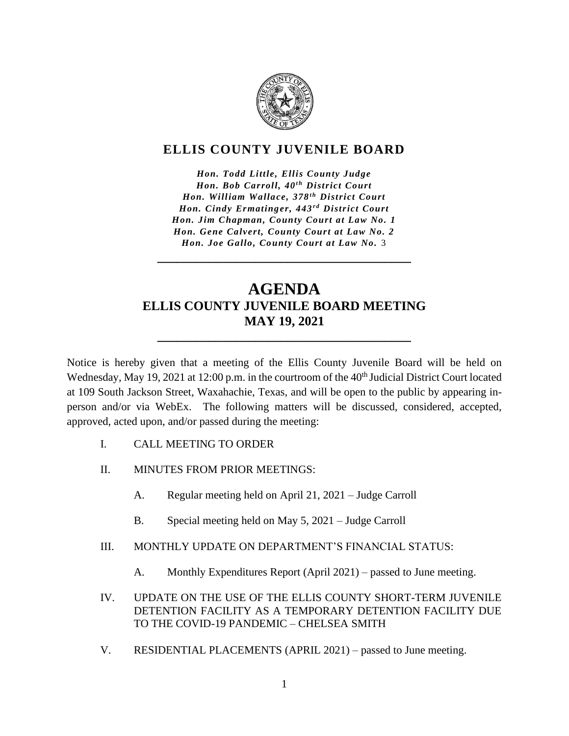# ELLIS COUNTY JUVENILE BOARD

*Hon. Todd Little, Ellis County Judge*
*Hon. Bob Carroll, 40th District Court*
*Hon. William Wallace, 378th District Court*
*Hon. Cindy Ermatinger, 443rd District Court*
*Hon. Jim Chapman, County Court at Law No. 1*
*Hon. Gene Calvert, County Court at Law No. 2*
*Hon. Joe Gallo, County Court at Law No. 3*

---

# AGENDA
## ELLIS COUNTY JUVENILE BOARD MEETING
## MAY 19, 2021

---

Notice is hereby given that a meeting of the Ellis County Juvenile Board will be held on Wednesday, May 19, 2021 at 12:00 p.m. in the courtroom of the 40th Judicial District Court located at 109 South Jackson Street, Waxahachie, Texas, and will be open to the public by appearing in-person and/or via WebEx. The following matters will be discussed, considered, accepted, approved, acted upon, and/or passed during the meeting:

I. CALL MEETING TO ORDER

II. MINUTES FROM PRIOR MEETINGS:

   A. Regular meeting held on April 21, 2021 – Judge Carroll

   B. Special meeting held on May 5, 2021 – Judge Carroll

III. MONTHLY UPDATE ON DEPARTMENT'S FINANCIAL STATUS:

   A. Monthly Expenditures Report (April 2021) – passed to June meeting.

IV. UPDATE ON THE USE OF THE ELLIS COUNTY SHORT-TERM JUVENILE DETENTION FACILITY AS A TEMPORARY DETENTION FACILITY DUE TO THE COVID-19 PANDEMIC – CHELSEA SMITH

V. RESIDENTIAL PLACEMENTS (APRIL 2021) – passed to June meeting.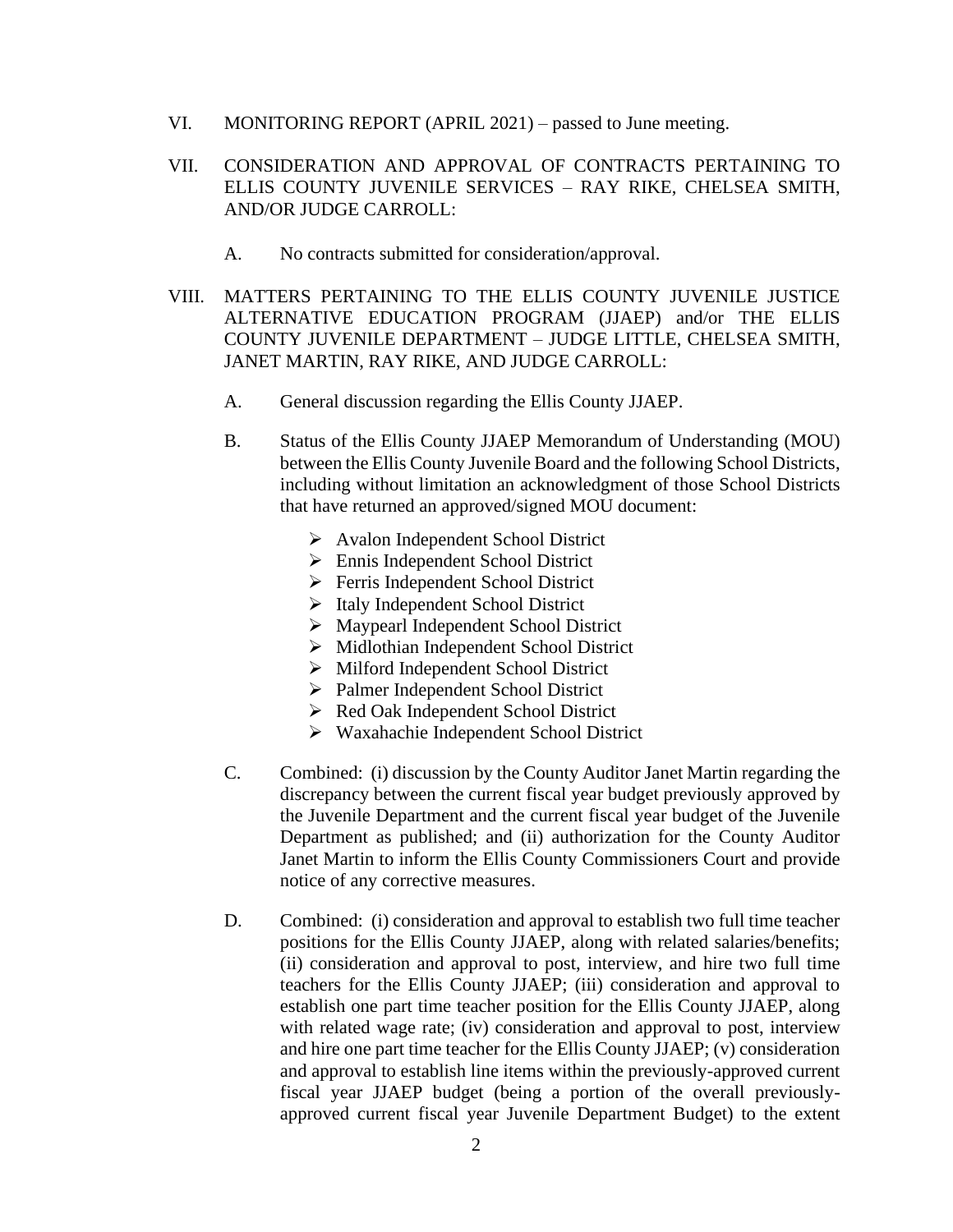VI. MONITORING REPORT (APRIL 2021) – passed to June meeting.

VII. CONSIDERATION AND APPROVAL OF CONTRACTS PERTAINING TO ELLIS COUNTY JUVENILE SERVICES – RAY RIKE, CHELSEA SMITH, AND/OR JUDGE CARROLL:

   A. No contracts submitted for consideration/approval.

VIII. MATTERS PERTAINING TO THE ELLIS COUNTY JUVENILE JUSTICE ALTERNATIVE EDUCATION PROGRAM (JJAEP) and/or THE ELLIS COUNTY JUVENILE DEPARTMENT – JUDGE LITTLE, CHELSEA SMITH, JANET MARTIN, RAY RIKE, AND JUDGE CARROLL:

   A. General discussion regarding the Ellis County JJAEP.

   B. Status of the Ellis County JJAEP Memorandum of Understanding (MOU) between the Ellis County Juvenile Board and the following School Districts, including without limitation an acknowledgment of those School Districts that have returned an approved/signed MOU document:

      - Avalon Independent School District
      - Ennis Independent School District
      - Ferris Independent School District
      - Italy Independent School District
      - Maypearl Independent School District
      - Midlothian Independent School District
      - Milford Independent School District
      - Palmer Independent School District
      - Red Oak Independent School District
      - Waxahachie Independent School District

   C. Combined: (i) discussion by the County Auditor Janet Martin regarding the discrepancy between the current fiscal year budget previously approved by the Juvenile Department and the current fiscal year budget of the Juvenile Department as published; and (ii) authorization for the County Auditor Janet Martin to inform the Ellis County Commissioners Court and provide notice of any corrective measures.

   D. Combined: (i) consideration and approval to establish two full time teacher positions for the Ellis County JJAEP, along with related salaries/benefits; (ii) consideration and approval to post, interview, and hire two full time teachers for the Ellis County JJAEP; (iii) consideration and approval to establish one part time teacher position for the Ellis County JJAEP, along with related wage rate; (iv) consideration and approval to post, interview and hire one part time teacher for the Ellis County JJAEP; (v) consideration and approval to establish line items within the previously-approved current fiscal year JJAEP budget (being a portion of the overall previously-approved current fiscal year Juvenile Department Budget) to the extent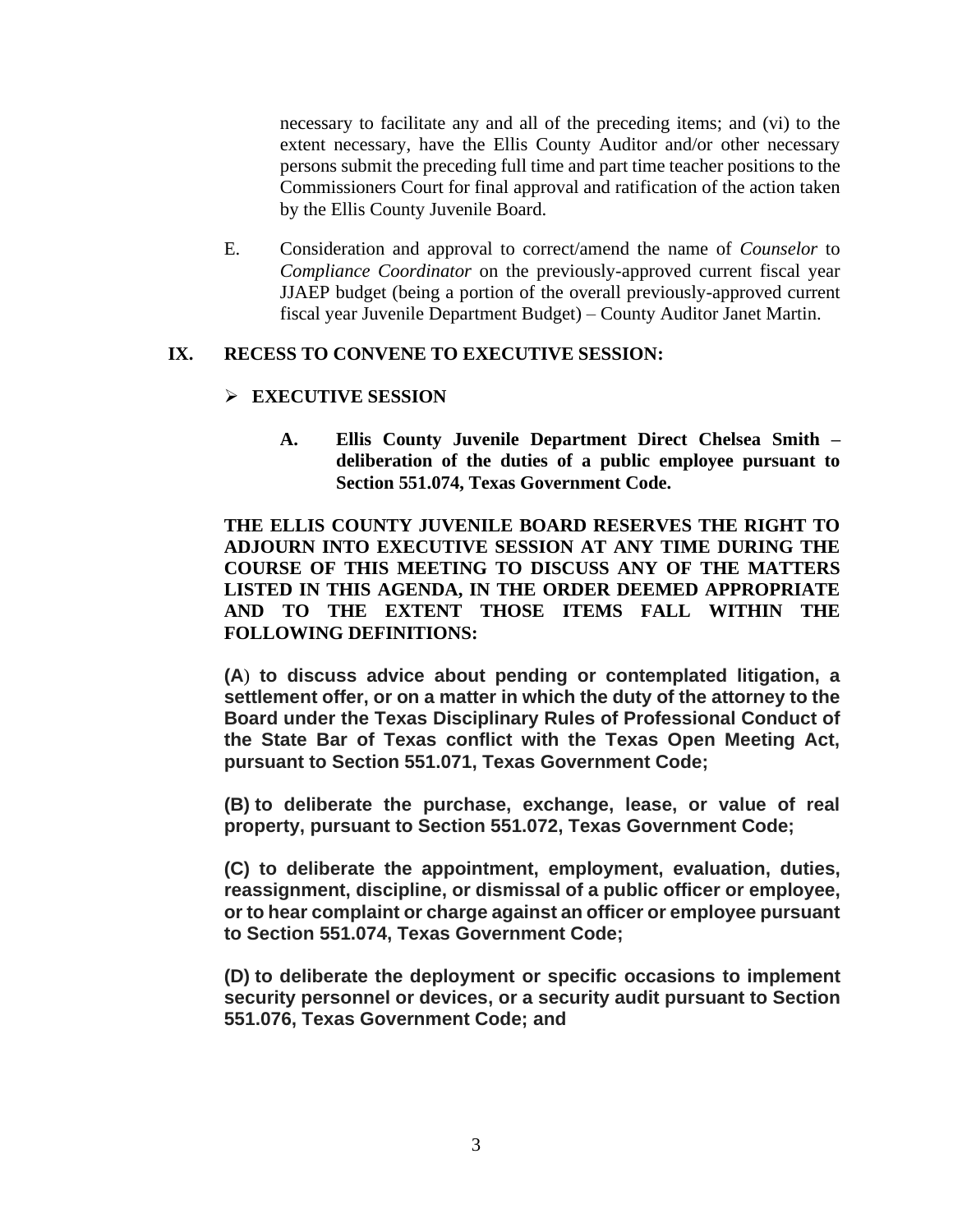necessary to facilitate any and all of the preceding items; and (vi) to the extent necessary, have the Ellis County Auditor and/or other necessary persons submit the preceding full time and part time teacher positions to the Commissioners Court for final approval and ratification of the action taken by the Ellis County Juvenile Board.

E. Consideration and approval to correct/amend the name of *Counselor* to *Compliance Coordinator* on the previously-approved current fiscal year JJAEP budget (being a portion of the overall previously-approved current fiscal year Juvenile Department Budget) – County Auditor Janet Martin.

## IX. RECESS TO CONVENE TO EXECUTIVE SESSION:

- **EXECUTIVE SESSION**

  **A. Ellis County Juvenile Department Direct Chelsea Smith – deliberation of the duties of a public employee pursuant to Section 551.074, Texas Government Code.**

**THE ELLIS COUNTY JUVENILE BOARD RESERVES THE RIGHT TO ADJOURN INTO EXECUTIVE SESSION AT ANY TIME DURING THE COURSE OF THIS MEETING TO DISCUSS ANY OF THE MATTERS LISTED IN THIS AGENDA, IN THE ORDER DEEMED APPROPRIATE AND TO THE EXTENT THOSE ITEMS FALL WITHIN THE FOLLOWING DEFINITIONS:**

**(A) to discuss advice about pending or contemplated litigation, a settlement offer, or on a matter in which the duty of the attorney to the Board under the Texas Disciplinary Rules of Professional Conduct of the State Bar of Texas conflict with the Texas Open Meeting Act, pursuant to Section 551.071, Texas Government Code;**

**(B) to deliberate the purchase, exchange, lease, or value of real property, pursuant to Section 551.072, Texas Government Code;**

**(C) to deliberate the appointment, employment, evaluation, duties, reassignment, discipline, or dismissal of a public officer or employee, or to hear complaint or charge against an officer or employee pursuant to Section 551.074, Texas Government Code;**

**(D) to deliberate the deployment or specific occasions to implement security personnel or devices, or a security audit pursuant to Section 551.076, Texas Government Code; and**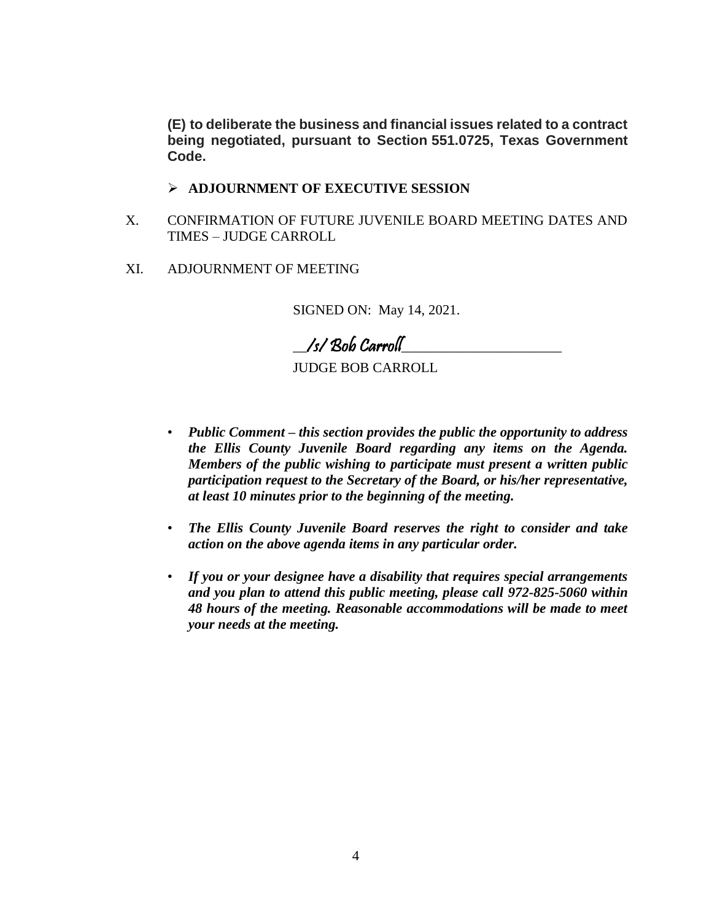**(E) to deliberate the business and financial issues related to a contract being negotiated, pursuant to Section 551.0725, Texas Government Code.**

- **ADJOURNMENT OF EXECUTIVE SESSION**

X. CONFIRMATION OF FUTURE JUVENILE BOARD MEETING DATES AND TIMES – JUDGE CARROLL

XI. ADJOURNMENT OF MEETING

SIGNED ON: May 14, 2021.

__/s/ Bob Carroll____________________

JUDGE BOB CARROLL

- ***Public Comment – this section provides the public the opportunity to address the Ellis County Juvenile Board regarding any items on the Agenda. Members of the public wishing to participate must present a written public participation request to the Secretary of the Board, or his/her representative, at least 10 minutes prior to the beginning of the meeting.***

- ***The Ellis County Juvenile Board reserves the right to consider and take action on the above agenda items in any particular order.***

- ***If you or your designee have a disability that requires special arrangements and you plan to attend this public meeting, please call 972-825-5060 within 48 hours of the meeting. Reasonable accommodations will be made to meet your needs at the meeting.***